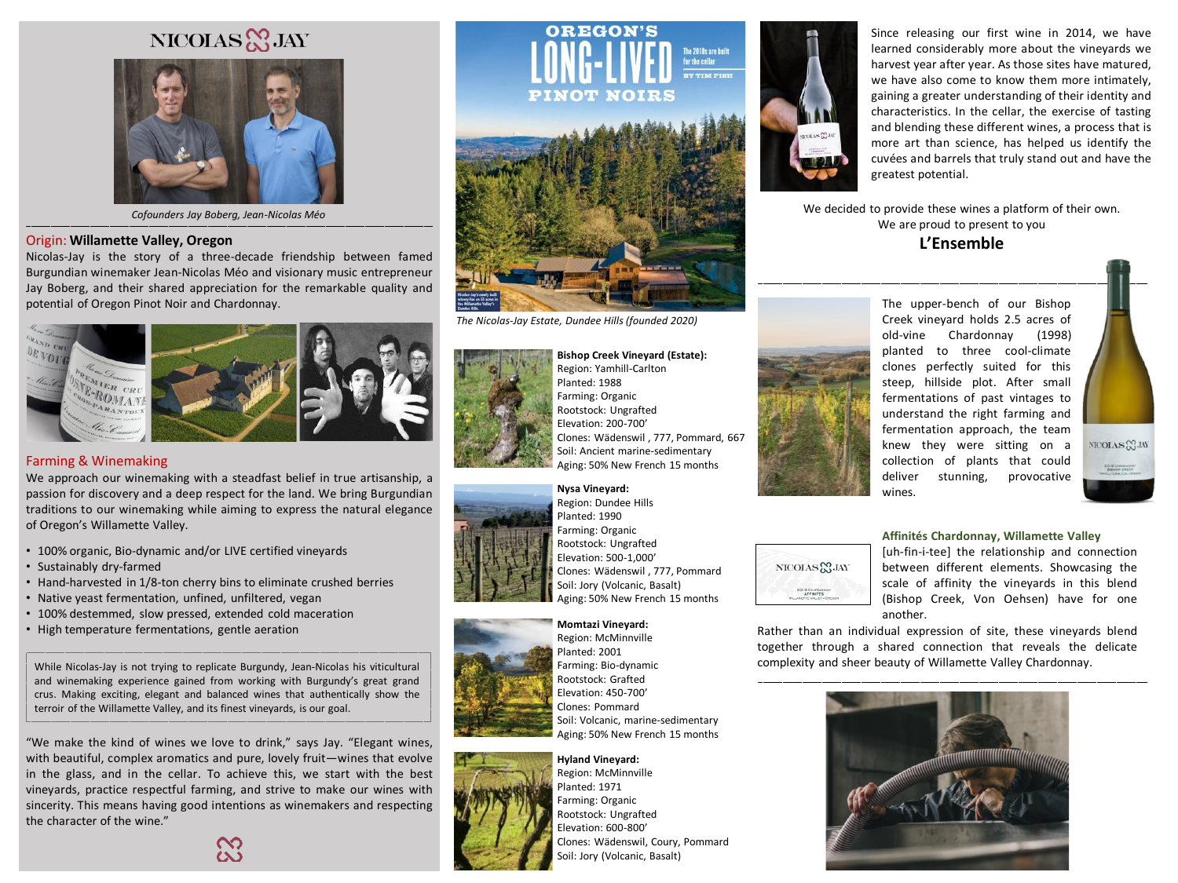# NICOLAS JAY

*Cofounders Jay Boberg, Jean-Nicolas Méo*

## Origin: **Willamette Valley, Oregon**

Nicolas-Jay is the story of a three-decade friendship between famed Burgundian winemaker Jean-Nicolas Méo and visionary music entrepreneur Jay Boberg, and their shared appreciation for the remarkable quality and potential of Oregon Pinot Noir and Chardonnay.

## Farming & Winemaking

We approach our winemaking with a steadfast belief in true artisanship, a passion for discovery and a deep respect for the land. We bring Burgundian traditions to our winemaking while aiming to express the natural elegance of Oregon's Willamette Valley.

- 100% organic, Bio-dynamic and/or LIVE certified vineyards
- Sustainably dry-farmed
- Hand-harvested in 1/8-ton cherry bins to eliminate crushed berries
- Native yeast fermentation, unfined, unfiltered, vegan
- 100% destemmed, slow pressed, extended cold maceration
- High temperature fermentations, gentle aeration

While Nicolas-Jay is not trying to replicate Burgundy, Jean-Nicolas his viticultural and winemaking experience gained from working with Burgundy's great grand crus. Making exciting, elegant and balanced wines that authentically show the terroir of the Willamette Valley, and its finest vineyards, is our goal.

"We make the kind of wines we love to drink," says Jay. "Elegant wines, with beautiful, complex aromatics and pure, lovely fruit—wines that evolve in the glass, and in the cellar. To achieve this, we start with the best vineyards, practice respectful farming, and strive to make our wines with sincerity. This means having good intentions as winemakers and respecting the character of the wine."

OREGON'S LONG-LIVED PINOT NOIRS

The 2010s are built for the cellar

BY TIM FISH

*The Nicolas-Jay Estate, Dundee Hills (founded 2020)*

**Bishop Creek Vineyard (Estate):**
Region: Yamhill-Carlton
Planted: 1988
Farming: Organic
Rootstock: Ungrafted
Elevation: 200-700'
Clones: Wädenswil , 777, Pommard, 667
Soil: Ancient marine-sedimentary
Aging: 50% New French 15 months

**Nysa Vineyard:**
Region: Dundee Hills
Planted: 1990
Farming: Organic
Rootstock: Ungrafted
Elevation: 500-1,000'
Clones: Wädenswil , 777, Pommard
Soil: Jory (Volcanic, Basalt)
Aging: 50% New French 15 months

**Momtazi Vineyard:**
Region: McMinnville
Planted: 2001
Farming: Bio-dynamic
Rootstock: Grafted
Elevation: 450-700'
Clones: Pommard
Soil: Volcanic, marine-sedimentary
Aging: 50% New French 15 months

**Hyland Vineyard:**
Region: McMinnville
Planted: 1971
Farming: Organic
Rootstock: Ungrafted
Elevation: 600-800'
Clones: Wädenswil, Coury, Pommard
Soil: Jory (Volcanic, Basalt)

Since releasing our first wine in 2014, we have learned considerably more about the vineyards we harvest year after year. As those sites have matured, we have also come to know them more intimately, gaining a greater understanding of their identity and characteristics. In the cellar, the exercise of tasting and blending these different wines, a process that is more art than science, has helped us identify the cuvées and barrels that truly stand out and have the greatest potential.

We decided to provide these wines a platform of their own.
We are proud to present to you

## L'Ensemble

The upper-bench of our Bishop Creek vineyard holds 2.5 acres of old-vine Chardonnay (1998) planted to three cool-climate clones perfectly suited for this steep, hillside plot. After small fermentations of past vintages to understand the right farming and fermentation approach, the team knew they were sitting on a collection of plants that could deliver stunning, provocative wines.

### Affinités Chardonnay, Willamette Valley

[uh-fin-i-tee] the relationship and connection between different elements. Showcasing the scale of affinity the vineyards in this blend (Bishop Creek, Von Oehsen) have for one another.

Rather than an individual expression of site, these vineyards blend together through a shared connection that reveals the delicate complexity and sheer beauty of Willamette Valley Chardonnay.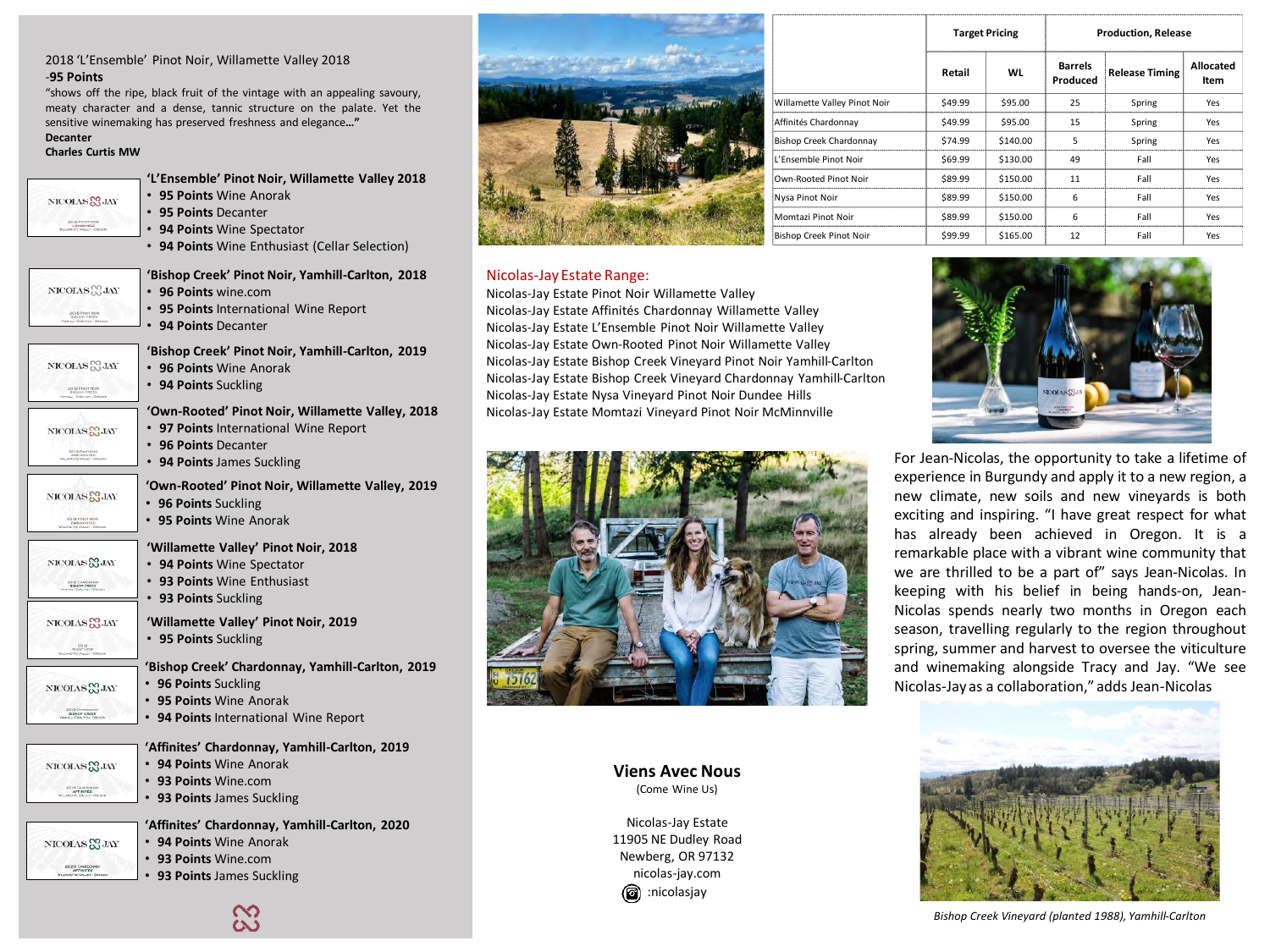2018 'L'Ensemble' Pinot Noir, Willamette Valley 2018
-**95 Points**
"shows off the ripe, black fruit of the vintage with an appealing savoury, meaty character and a dense, tannic structure on the palate. Yet the sensitive winemaking has preserved freshness and elegance…"
**Decanter**
**Charles Curtis MW**

**'L'Ensemble' Pinot Noir, Willamette Valley 2018**
- **95 Points** Wine Anorak
- **95 Points** Decanter
- **94 Points** Wine Spectator
- **94 Points** Wine Enthusiast (Cellar Selection)

**'Bishop Creek' Pinot Noir, Yamhill-Carlton, 2018**
- **96 Points** wine.com
- **95 Points** International Wine Report
- **94 Points** Decanter

**'Bishop Creek' Pinot Noir, Yamhill-Carlton, 2019**
- **96 Points** Wine Anorak
- **94 Points** Suckling

**'Own-Rooted' Pinot Noir, Willamette Valley, 2018**
- **97 Points** International Wine Report
- **96 Points** Decanter
- **94 Points** James Suckling

**'Own-Rooted' Pinot Noir, Willamette Valley, 2019**
- **96 Points** Suckling
- **95 Points** Wine Anorak

**'Willamette Valley' Pinot Noir, 2018**
- **94 Points** Wine Spectator
- **93 Points** Wine Enthusiast
- **93 Points** Suckling

**'Willamette Valley' Pinot Noir, 2019**
- **95 Points** Suckling

**'Bishop Creek' Chardonnay, Yamhill-Carlton, 2019**
- **96 Points** Suckling
- **95 Points** Wine Anorak
- **94 Points** International Wine Report

**'Affinites' Chardonnay, Yamhill-Carlton, 2019**
- **94 Points** Wine Anorak
- **93 Points** Wine.com
- **93 Points** James Suckling

**'Affinites' Chardonnay, Yamhill-Carlton, 2020**
- **94 Points** Wine Anorak
- **93 Points** Wine.com
- **93 Points** James Suckling

| | Target Pricing | | Production, Release | | |
|---|---|---|---|---|---|
| | Retail | WL | Barrels Produced | Release Timing | Allocated Item |
| Willamette Valley Pinot Noir | $49.99 | $95.00 | 25 | Spring | Yes |
| Affinités Chardonnay | $49.99 | $95.00 | 15 | Spring | Yes |
| Bishop Creek Chardonnay | $74.99 | $140.00 | 5 | Spring | Yes |
| L'Ensemble Pinot Noir | $69.99 | $130.00 | 49 | Fall | Yes |
| Own-Rooted Pinot Noir | $89.99 | $150.00 | 11 | Fall | Yes |
| Nysa Pinot Noir | $89.99 | $150.00 | 6 | Fall | Yes |
| Momtazi Pinot Noir | $89.99 | $150.00 | 6 | Fall | Yes |
| Bishop Creek Pinot Noir | $99.99 | $165.00 | 12 | Fall | Yes |

## Nicolas-Jay Estate Range:

Nicolas-Jay Estate Pinot Noir Willamette Valley
Nicolas-Jay Estate Affinités Chardonnay Willamette Valley
Nicolas-Jay Estate L'Ensemble Pinot Noir Willamette Valley
Nicolas-Jay Estate Own-Rooted Pinot Noir Willamette Valley
Nicolas-Jay Estate Bishop Creek Vineyard Pinot Noir Yamhill-Carlton
Nicolas-Jay Estate Bishop Creek Vineyard Chardonnay Yamhill-Carlton
Nicolas-Jay Estate Nysa Vineyard Pinot Noir Dundee Hills
Nicolas-Jay Estate Momtazi Vineyard Pinot Noir McMinnville

For Jean-Nicolas, the opportunity to take a lifetime of experience in Burgundy and apply it to a new region, a new climate, new soils and new vineyards is both exciting and inspiring. "I have great respect for what has already been achieved in Oregon. It is a remarkable place with a vibrant wine community that we are thrilled to be a part of" says Jean-Nicolas. In keeping with his belief in being hands-on, Jean-Nicolas spends nearly two months in Oregon each season, travelling regularly to the region throughout spring, summer and harvest to oversee the viticulture and winemaking alongside Tracy and Jay. "We see Nicolas-Jay as a collaboration," adds Jean-Nicolas

**Viens Avec Nous**
(Come Wine Us)

Nicolas-Jay Estate
11905 NE Dudley Road
Newberg, OR 97132
nicolas-jay.com
:nicolasjay

*Bishop Creek Vineyard (planted 1988), Yamhill-Carlton*